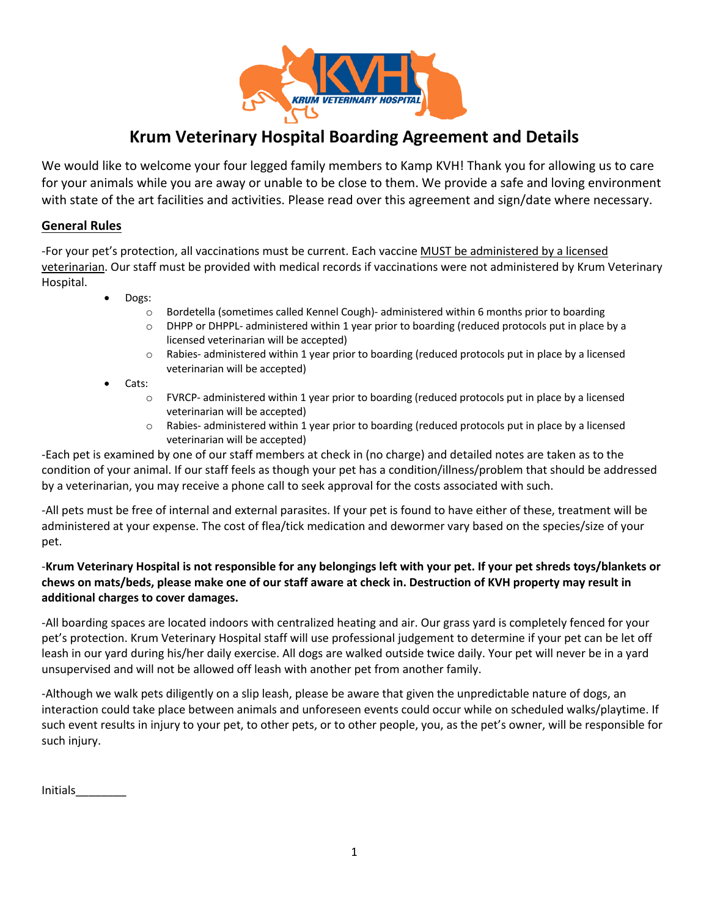# Krum Veterinary Hospital Boarding Agreement and Details

We would like to welcome your four legged family members to Kamp KVH! Thank you for allowing us to care for your animals while you are away or unable to be close to them. We provide a safe and loving environment with state of the art facilities and activities. Please read over this agreement and sign/date where necessary.

## General Rules

-For your pet's protection, all vaccinations must be current. Each vaccine MUST be administered by a licensed veterinarian. Our staff must be provided with medical records if vaccinations were not administered by Krum Veterinary Hospital.

- Dogs:
  - Bordetella (sometimes called Kennel Cough)- administered within 6 months prior to boarding
  - DHPP or DHPPL- administered within 1 year prior to boarding (reduced protocols put in place by a licensed veterinarian will be accepted)
  - Rabies- administered within 1 year prior to boarding (reduced protocols put in place by a licensed veterinarian will be accepted)
- Cats:
  - FVRCP- administered within 1 year prior to boarding (reduced protocols put in place by a licensed veterinarian will be accepted)
  - Rabies- administered within 1 year prior to boarding (reduced protocols put in place by a licensed veterinarian will be accepted)

-Each pet is examined by one of our staff members at check in (no charge) and detailed notes are taken as to the condition of your animal. If our staff feels as though your pet has a condition/illness/problem that should be addressed by a veterinarian, you may receive a phone call to seek approval for the costs associated with such.

-All pets must be free of internal and external parasites. If your pet is found to have either of these, treatment will be administered at your expense. The cost of flea/tick medication and dewormer vary based on the species/size of your pet.

-**Krum Veterinary Hospital is not responsible for any belongings left with your pet. If your pet shreds toys/blankets or chews on mats/beds, please make one of our staff aware at check in. Destruction of KVH property may result in additional charges to cover damages.**

-All boarding spaces are located indoors with centralized heating and air. Our grass yard is completely fenced for your pet's protection. Krum Veterinary Hospital staff will use professional judgement to determine if your pet can be let off leash in our yard during his/her daily exercise. All dogs are walked outside twice daily. Your pet will never be in a yard unsupervised and will not be allowed off leash with another pet from another family.

-Although we walk pets diligently on a slip leash, please be aware that given the unpredictable nature of dogs, an interaction could take place between animals and unforeseen events could occur while on scheduled walks/playtime. If such event results in injury to your pet, to other pets, or to other people, you, as the pet's owner, will be responsible for such injury.

Initials________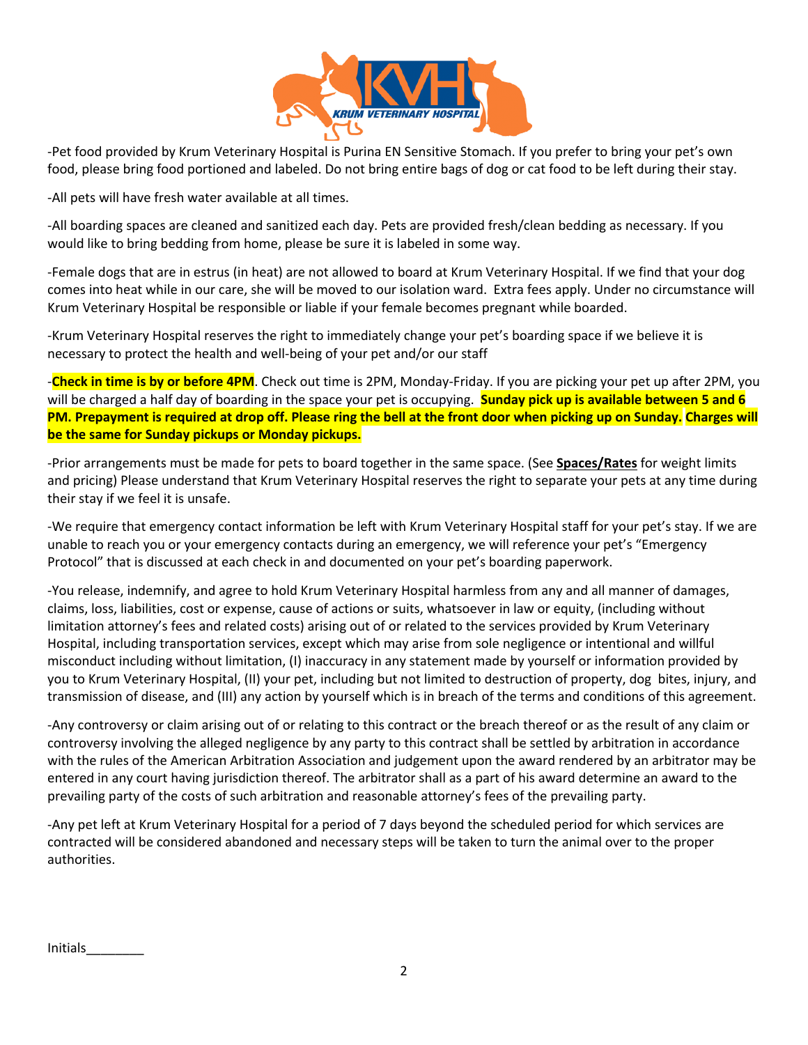-Pet food provided by Krum Veterinary Hospital is Purina EN Sensitive Stomach. If you prefer to bring your pet's own food, please bring food portioned and labeled. Do not bring entire bags of dog or cat food to be left during their stay.

-All pets will have fresh water available at all times.

-All boarding spaces are cleaned and sanitized each day. Pets are provided fresh/clean bedding as necessary. If you would like to bring bedding from home, please be sure it is labeled in some way.

-Female dogs that are in estrus (in heat) are not allowed to board at Krum Veterinary Hospital. If we find that your dog comes into heat while in our care, she will be moved to our isolation ward. Extra fees apply. Under no circumstance will Krum Veterinary Hospital be responsible or liable if your female becomes pregnant while boarded.

-Krum Veterinary Hospital reserves the right to immediately change your pet's boarding space if we believe it is necessary to protect the health and well-being of your pet and/or our staff

-**Check in time is by or before 4PM**. Check out time is 2PM, Monday-Friday. If you are picking your pet up after 2PM, you will be charged a half day of boarding in the space your pet is occupying. **Sunday pick up is available between 5 and 6 PM. Prepayment is required at drop off. Please ring the bell at the front door when picking up on Sunday. Charges will be the same for Sunday pickups or Monday pickups.**

-Prior arrangements must be made for pets to board together in the same space. (See **Spaces/Rates** for weight limits and pricing) Please understand that Krum Veterinary Hospital reserves the right to separate your pets at any time during their stay if we feel it is unsafe.

-We require that emergency contact information be left with Krum Veterinary Hospital staff for your pet's stay. If we are unable to reach you or your emergency contacts during an emergency, we will reference your pet's "Emergency Protocol" that is discussed at each check in and documented on your pet's boarding paperwork.

-You release, indemnify, and agree to hold Krum Veterinary Hospital harmless from any and all manner of damages, claims, loss, liabilities, cost or expense, cause of actions or suits, whatsoever in law or equity, (including without limitation attorney's fees and related costs) arising out of or related to the services provided by Krum Veterinary Hospital, including transportation services, except which may arise from sole negligence or intentional and willful misconduct including without limitation, (I) inaccuracy in any statement made by yourself or information provided by you to Krum Veterinary Hospital, (II) your pet, including but not limited to destruction of property, dog bites, injury, and transmission of disease, and (III) any action by yourself which is in breach of the terms and conditions of this agreement.

-Any controversy or claim arising out of or relating to this contract or the breach thereof or as the result of any claim or controversy involving the alleged negligence by any party to this contract shall be settled by arbitration in accordance with the rules of the American Arbitration Association and judgement upon the award rendered by an arbitrator may be entered in any court having jurisdiction thereof. The arbitrator shall as a part of his award determine an award to the prevailing party of the costs of such arbitration and reasonable attorney's fees of the prevailing party.

-Any pet left at Krum Veterinary Hospital for a period of 7 days beyond the scheduled period for which services are contracted will be considered abandoned and necessary steps will be taken to turn the animal over to the proper authorities.

Initials________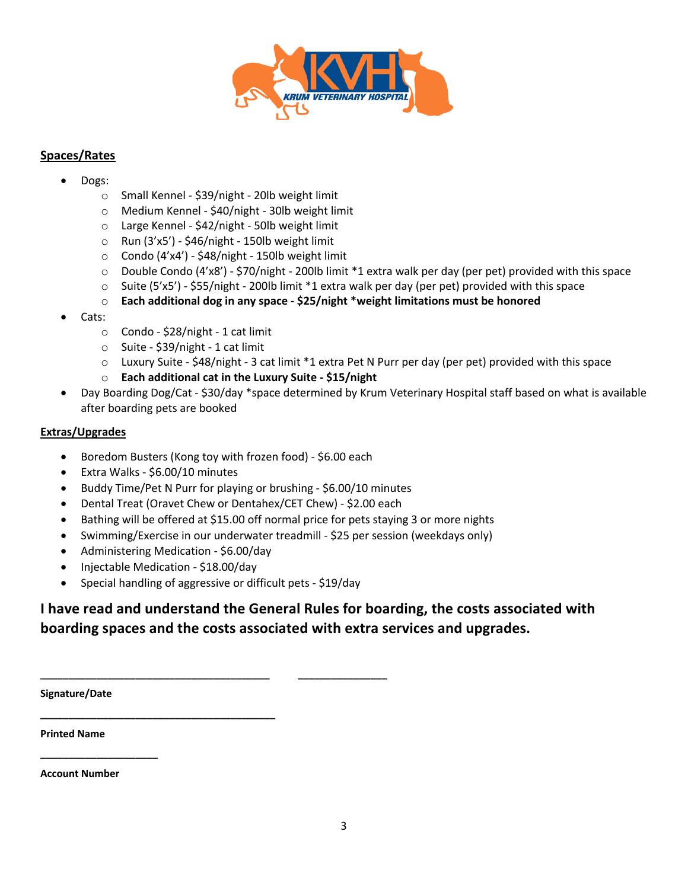**Spaces/Rates**

- Dogs:
  - Small Kennel - $39/night - 20lb weight limit
  - Medium Kennel - $40/night - 30lb weight limit
  - Large Kennel - $42/night - 50lb weight limit
  - Run (3'x5') - $46/night - 150lb weight limit
  - Condo (4'x4') - $48/night - 150lb weight limit
  - Double Condo (4'x8') - $70/night - 200lb limit *1 extra walk per day (per pet) provided with this space
  - Suite (5'x5') - $55/night - 200lb limit *1 extra walk per day (per pet) provided with this space
  - **Each additional dog in any space - $25/night *weight limitations must be honored**
- Cats:
  - Condo - $28/night - 1 cat limit
  - Suite - $39/night - 1 cat limit
  - Luxury Suite - $48/night - 3 cat limit *1 extra Pet N Purr per day (per pet) provided with this space
  - **Each additional cat in the Luxury Suite - $15/night**
- Day Boarding Dog/Cat - $30/day *space determined by Krum Veterinary Hospital staff based on what is available after boarding pets are booked

**Extras/Upgrades**

- Boredom Busters (Kong toy with frozen food) - $6.00 each
- Extra Walks - $6.00/10 minutes
- Buddy Time/Pet N Purr for playing or brushing - $6.00/10 minutes
- Dental Treat (Oravet Chew or Dentahex/CET Chew) - $2.00 each
- Bathing will be offered at $15.00 off normal price for pets staying 3 or more nights
- Swimming/Exercise in our underwater treadmill - $25 per session (weekdays only)
- Administering Medication - $6.00/day
- Injectable Medication - $18.00/day
- Special handling of aggressive or difficult pets - $19/day

## I have read and understand the General Rules for boarding, the costs associated with boarding spaces and the costs associated with extra services and upgrades.

_______________________________________ _______________

**Signature/Date**

_________________________________________

**Printed Name**

____________________

**Account Number**